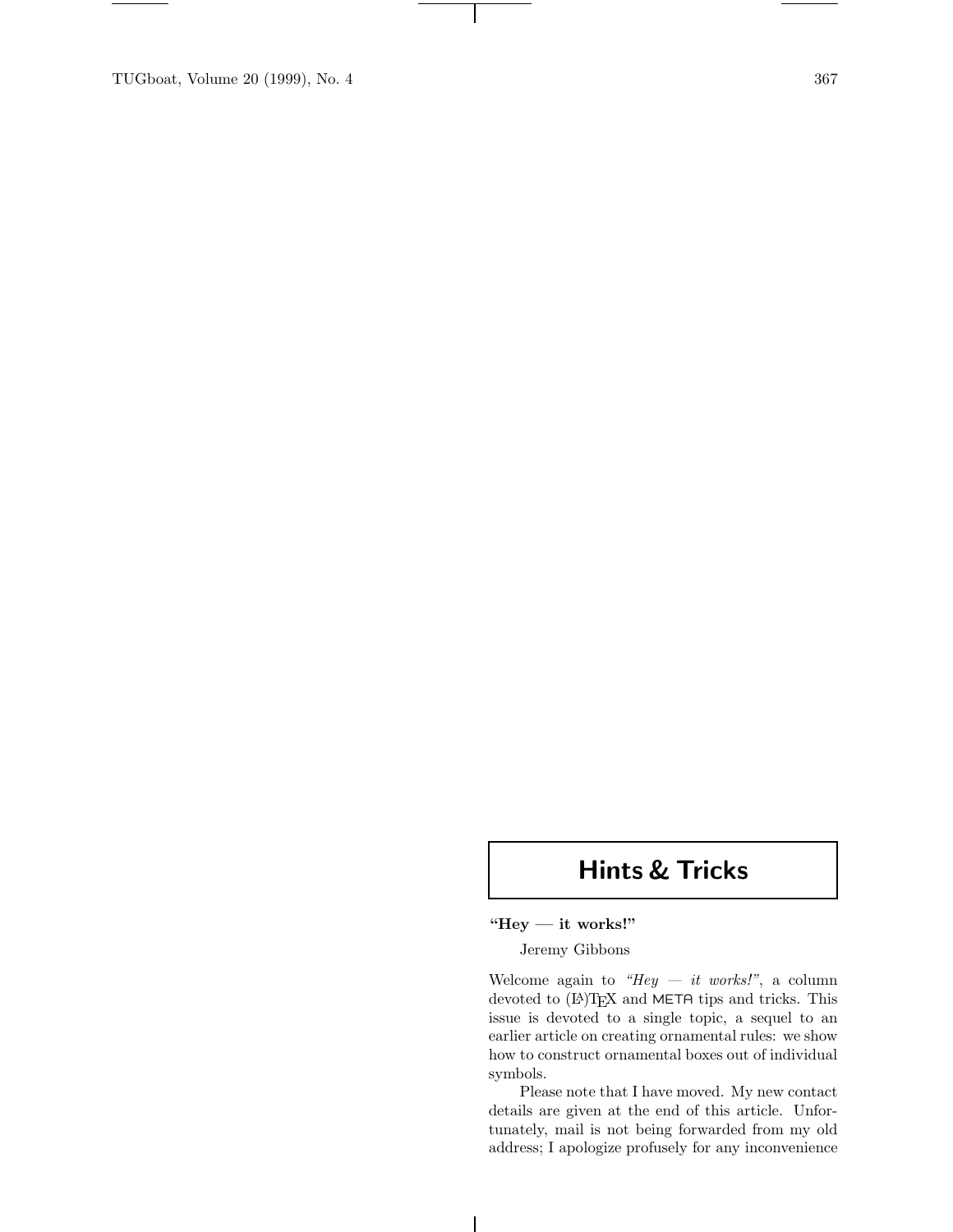# Hints & Tricks

## "Hey — it works!"

Jeremy Gibbons

Welcome again to *"Hey — it works!"*, a column devoted to (LA)TEX and META tips and tricks. This issue is devoted to a single topic, a sequel to an earlier article on creating ornamental rules: we show how to construct ornamental boxes out of individual symbols.

Please note that I have moved. My new contact details are given at the end of this article. Unfortunately, mail is not being forwarded from my old address; I apologize profusely for any inconvenience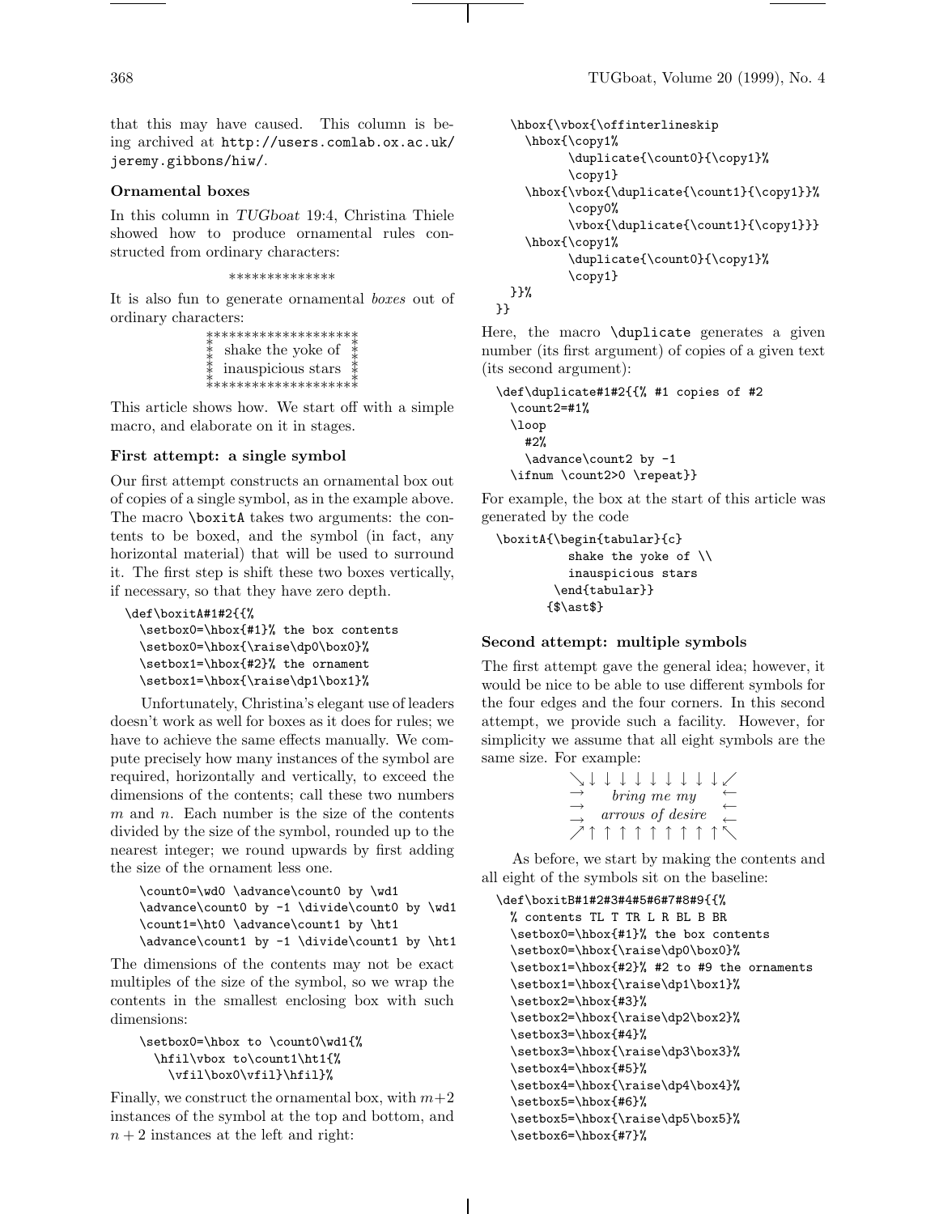that this may have caused. This column is being archived at http://users.comlab.ox.ac.uk/jeremy.gibbons/hiw/.

### Ornamental boxes

In this column in *TUGboat* 19:4, Christina Thiele showed how to produce ornamental rules constructed from ordinary characters:

**************

It is also fun to generate ornamental *boxes* out of ordinary characters:

```
********************
*  shake the yoke of  *
*  inauspicious stars *
********************
```

This article shows how. We start off with a simple macro, and elaborate on it in stages.

### First attempt: a single symbol

Our first attempt constructs an ornamental box out of copies of a single symbol, as in the example above. The macro `\boxitA` takes two arguments: the contents to be boxed, and the symbol (in fact, any horizontal material) that will be used to surround it. The first step is shift these two boxes vertically, if necessary, so that they have zero depth.

```
\def\boxitA#1#2{{%
  \setbox0=\hbox{#1}% the box contents
  \setbox0=\hbox{\raise\dp0\box0}%
  \setbox1=\hbox{#2}% the ornament
  \setbox1=\hbox{\raise\dp1\box1}%
```

Unfortunately, Christina's elegant use of leaders doesn't work as well for boxes as it does for rules; we have to achieve the same effects manually. We compute precisely how many instances of the symbol are required, horizontally and vertically, to exceed the dimensions of the contents; call these two numbers $m$ and $n$. Each number is the size of the contents divided by the size of the symbol, rounded up to the nearest integer; we round upwards by first adding the size of the ornament less one.

```
  \count0=\wd0 \advance\count0 by \wd1
  \advance\count0 by -1 \divide\count0 by \wd1
  \count1=\ht0 \advance\count1 by \ht1
  \advance\count1 by -1 \divide\count1 by \ht1
```

The dimensions of the contents may not be exact multiples of the size of the symbol, so we wrap the contents in the smallest enclosing box with such dimensions:

```
  \setbox0=\hbox to \count0\wd1{%
    \hfil\vbox to\count1\ht1{%
      \vfil\box0\vfil}\hfil}%
```

Finally, we construct the ornamental box, with $m+2$ instances of the symbol at the top and bottom, and $n+2$ instances at the left and right:

```
  \hbox{\vbox{\offinterlineskip
    \hbox{\copy1%
          \duplicate{\count0}{\copy1}%
          \copy1}
    \hbox{\vbox{\duplicate{\count1}{\copy1}}%
          \copy0%
          \vbox{\duplicate{\count1}{\copy1}}}
    \hbox{\copy1%
          \duplicate{\count0}{\copy1}%
          \copy1}
  }}%
}}
```

Here, the macro `\duplicate` generates a given number (its first argument) of copies of a given text (its second argument):

```
\def\duplicate#1#2{{% #1 copies of #2
  \count2=#1%
  \loop
    #2%
    \advance\count2 by -1
  \ifnum \count2>0 \repeat}}
```

For example, the box at the start of this article was generated by the code

```
\boxitA{\begin{tabular}{c}
          shake the yoke of \\
          inauspicious stars
        \end{tabular}}
       {$\ast$}
```

### Second attempt: multiple symbols

The first attempt gave the general idea; however, it would be nice to be able to use different symbols for the four edges and the four corners. In this second attempt, we provide such a facility. However, for simplicity we assume that all eight symbols are the same size. For example:

```
↘ ↓ ↓ ↓ ↓ ↓ ↓ ↓ ↓ ↓ ↙
→     bring me my     ←
→   arrows of desire  ←
↗ ↑ ↑ ↑ ↑ ↑ ↑ ↑ ↑ ↑ ↖
```

As before, we start by making the contents and all eight of the symbols sit on the baseline:

```
\def\boxitB#1#2#3#4#5#6#7#8#9{{%
  % contents TL T TR L R BL B BR
  \setbox0=\hbox{#1}% the box contents
  \setbox0=\hbox{\raise\dp0\box0}%
  \setbox1=\hbox{#2}% #2 to #9 the ornaments
  \setbox1=\hbox{\raise\dp1\box1}%
  \setbox2=\hbox{#3}%
  \setbox2=\hbox{\raise\dp2\box2}%
  \setbox3=\hbox{#4}%
  \setbox3=\hbox{\raise\dp3\box3}%
  \setbox4=\hbox{#5}%
  \setbox4=\hbox{\raise\dp4\box4}%
  \setbox5=\hbox{#6}%
  \setbox5=\hbox{\raise\dp5\box5}%
  \setbox6=\hbox{#7}%
```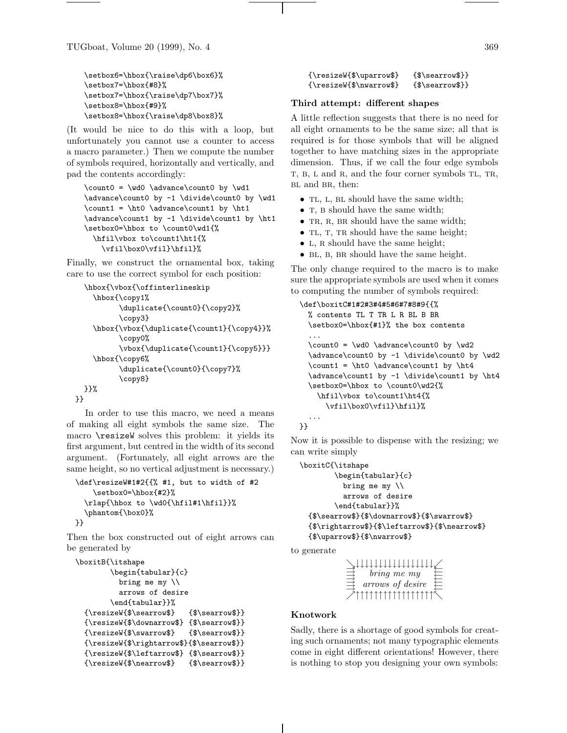```
\setbox6=\hbox{\raise\dp6\box6}%
\setbox7=\hbox{#8}%
\setbox7=\hbox{\raise\dp7\box7}%
\setbox8=\hbox{#9}%
\setbox8=\hbox{\raise\dp8\box8}%
```

(It would be nice to do this with a loop, but unfortunately you cannot use a counter to access a macro parameter.) Then we compute the number of symbols required, horizontally and vertically, and pad the contents accordingly:

```
\count0 = \wd0 \advance\count0 by \wd1
\advance\count0 by -1 \divide\count0 by \wd1
\count1 = \ht0 \advance\count1 by \ht1
\advance\count1 by -1 \divide\count1 by \ht1
\setbox0=\hbox to \count0\wd1{%
  \hfil\vbox to\count1\ht1{%
    \vfil\box0\vfil}\hfil}%
```

Finally, we construct the ornamental box, taking care to use the correct symbol for each position:

```
\hbox{\vbox{\offinterlineskip
  \hbox{\copy1%
        \duplicate{\count0}{\copy2}%
        \copy3}
  \hbox{\vbox{\duplicate{\count1}{\copy4}}%
        \copy0%
        \vbox{\duplicate{\count1}{\copy5}}}
  \hbox{\copy6%
        \duplicate{\count0}{\copy7}%
        \copy8}
  }}%
}}
```

In order to use this macro, we need a means of making all eight symbols the same size. The macro `\resizeW` solves this problem: it yields its first argument, but centred in the width of its second argument. (Fortunately, all eight arrows are the same height, so no vertical adjustment is necessary.)

```
\def\resizeW#1#2{{% #1, but to width of #2
    \setbox0=\hbox{#2}%
  \rlap{\hbox to \wd0{\hfil#1\hfil}}%
  \phantom{\box0}%
}}
```

Then the box constructed out of eight arrows can be generated by

```
\boxitB{\itshape
        \begin{tabular}{c}
          bring me my \\
          arrows of desire
        \end{tabular}}%
  {\resizeW{$\searrow$}   {$\searrow$}}
  {\resizeW{$\downarrow$} {$\searrow$}}
  {\resizeW{$\swarrow$}   {$\searrow$}}
  {\resizeW{$\rightarrow$}{$\searrow$}}
  {\resizeW{$\leftarrow$} {$\searrow$}}
  {\resizeW{$\nearrow$}   {$\searrow$}}
  {\resizeW{$\uparrow$}   {$\searrow$}}
  {\resizeW{$\nwarrow$}   {$\searrow$}}
```

### Third attempt: different shapes

A little reflection suggests that there is no need for all eight ornaments to be the same size; all that is required is for those symbols that will be aligned together to have matching sizes in the appropriate dimension. Thus, if we call the four edge symbols T, B, L and R, and the four corner symbols TL, TR, BL and BR, then:

- TL, L, BL should have the same width;
- T, B should have the same width;
- TR, R, BR should have the same width;
- TL, T, TR should have the same height;
- L, R should have the same height;
- BL, B, BR should have the same height.

The only change required to the macro is to make sure the appropriate symbols are used when it comes to computing the number of symbols required:

```
\def\boxitC#1#2#3#4#5#6#7#8#9{{%
  % contents TL T TR L R BL B BR
  \setbox0=\hbox{#1}% the box contents
  ...
  \count0 = \wd0 \advance\count0 by \wd2
  \advance\count0 by -1 \divide\count0 by \wd2
  \count1 = \ht0 \advance\count1 by \ht4
  \advance\count1 by -1 \divide\count1 by \ht4
  \setbox0=\hbox to \count0\wd2{%
    \hfil\vbox to\count1\ht4{%
      \vfil\box0\vfil}\hfil}%
  ...
}}
```

Now it is possible to dispense with the resizing; we can write simply

```
\boxitC{\itshape
        \begin{tabular}{c}
          bring me my \\
          arrows of desire
        \end{tabular}}%
  {$\searrow$}{$\downarrow$}{$\swarrow$}
  {$\rightarrow$}{$\leftarrow$}{$\nearrow$}
  {$\uparrow$}{$\nwarrow$}
```

to generate

```
↘↓↓↓↓↓↓↓↓↓↓↓↓↓↓↓↓↙
⇉    bring me my     ⇇
⇉  arrows of desire  ⇇
↗↑↑↑↑↑↑↑↑↑↑↑↑↑↑↑↑↖
```

### Knotwork

Sadly, there is a shortage of good symbols for creating such ornaments; not many typographic elements come in eight different orientations! However, there is nothing to stop you designing your own symbols: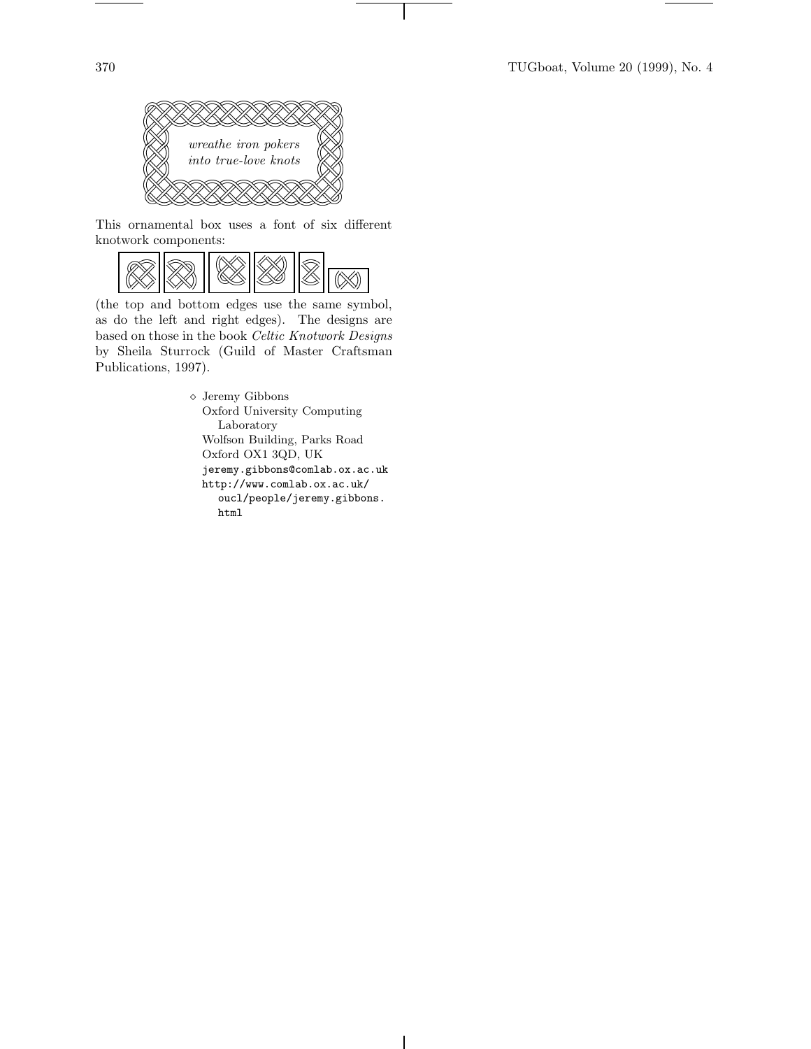*wreathe iron pokers*
*into true-love knots*

This ornamental box uses a font of six different knotwork components:

(the top and bottom edges use the same symbol, as do the left and right edges). The designs are based on those in the book *Celtic Knotwork Designs* by Sheila Sturrock (Guild of Master Craftsman Publications, 1997).

◇ Jeremy Gibbons
Oxford University Computing Laboratory
Wolfson Building, Parks Road
Oxford OX1 3QD, UK
jeremy.gibbons@comlab.ox.ac.uk
http://www.comlab.ox.ac.uk/oucl/people/jeremy.gibbons.html